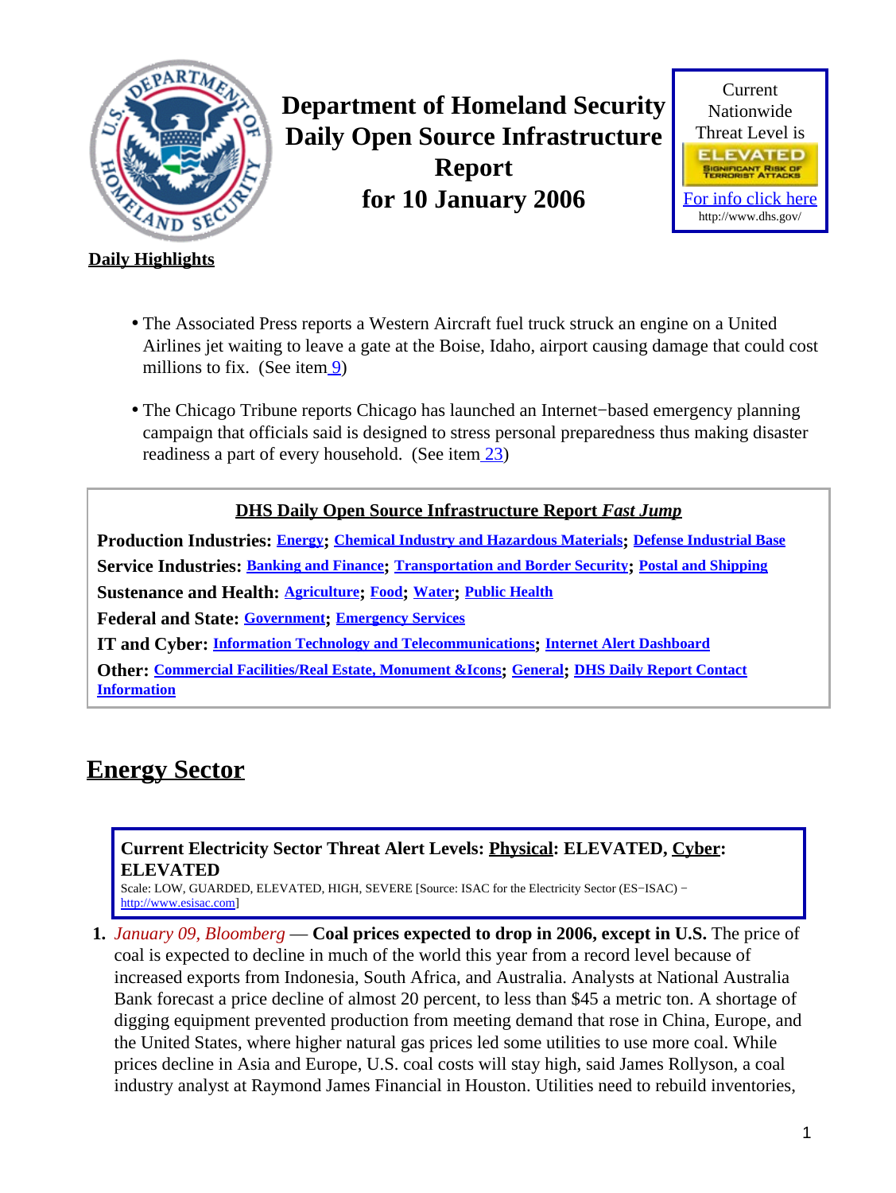# Department of Homeland Security Daily Open Source Infrastructure Report for 10 January 2006

Current Nationwide Threat Level is

ELEVATED

SIGNIFICANT RISK OF TERRORIST ATTACKS

For info click here

http://www.dhs.gov/

**Daily Highlights**

- The Associated Press reports a Western Aircraft fuel truck struck an engine on a United Airlines jet waiting to leave a gate at the Boise, Idaho, airport causing damage that could cost millions to fix. (See item 9)
- The Chicago Tribune reports Chicago has launched an Internet−based emergency planning campaign that officials said is designed to stress personal preparedness thus making disaster readiness a part of every household. (See item 23)

**DHS Daily Open Source Infrastructure Report *Fast Jump***

**Production Industries:** Energy; Chemical Industry and Hazardous Materials; Defense Industrial Base

**Service Industries:** Banking and Finance; Transportation and Border Security; Postal and Shipping

**Sustenance and Health:** Agriculture; Food; Water; Public Health

**Federal and State:** Government; Emergency Services

**IT and Cyber:** Information Technology and Telecommunications; Internet Alert Dashboard

**Other:** Commercial Facilities/Real Estate, Monument &Icons; General; DHS Daily Report Contact Information

## Energy Sector

**Current Electricity Sector Threat Alert Levels: Physical: ELEVATED, Cyber: ELEVATED**

Scale: LOW, GUARDED, ELEVATED, HIGH, SEVERE [Source: ISAC for the Electricity Sector (ES−ISAC) − http://www.esisac.com]

1. *January 09, Bloomberg* — **Coal prices expected to drop in 2006, except in U.S.** The price of coal is expected to decline in much of the world this year from a record level because of increased exports from Indonesia, South Africa, and Australia. Analysts at National Australia Bank forecast a price decline of almost 20 percent, to less than $45 a metric ton. A shortage of digging equipment prevented production from meeting demand that rose in China, Europe, and the United States, where higher natural gas prices led some utilities to use more coal. While prices decline in Asia and Europe, U.S. coal costs will stay high, said James Rollyson, a coal industry analyst at Raymond James Financial in Houston. Utilities need to rebuild inventories,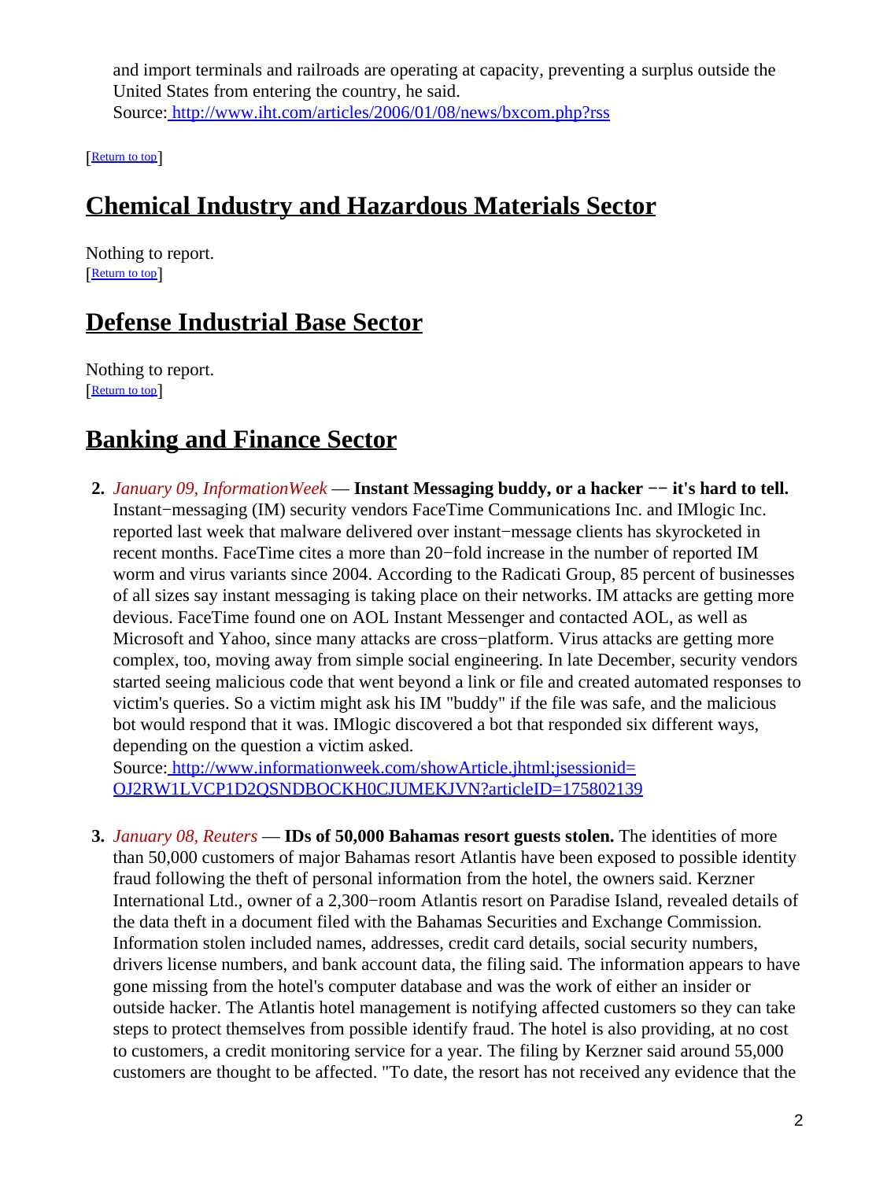and import terminals and railroads are operating at capacity, preventing a surplus outside the United States from entering the country, he said.
Source: http://www.iht.com/articles/2006/01/08/news/bxcom.php?rss

[Return to top]

## Chemical Industry and Hazardous Materials Sector

Nothing to report.
[Return to top]

## Defense Industrial Base Sector

Nothing to report.
[Return to top]

## Banking and Finance Sector

2. *January 09, InformationWeek* — **Instant Messaging buddy, or a hacker −− it's hard to tell.** Instant−messaging (IM) security vendors FaceTime Communications Inc. and IMlogic Inc. reported last week that malware delivered over instant−message clients has skyrocketed in recent months. FaceTime cites a more than 20−fold increase in the number of reported IM worm and virus variants since 2004. According to the Radicati Group, 85 percent of businesses of all sizes say instant messaging is taking place on their networks. IM attacks are getting more devious. FaceTime found one on AOL Instant Messenger and contacted AOL, as well as Microsoft and Yahoo, since many attacks are cross−platform. Virus attacks are getting more complex, too, moving away from simple social engineering. In late December, security vendors started seeing malicious code that went beyond a link or file and created automated responses to victim's queries. So a victim might ask his IM "buddy" if the file was safe, and the malicious bot would respond that it was. IMlogic discovered a bot that responded six different ways, depending on the question a victim asked.
Source: http://www.informationweek.com/showArticle.jhtml;jsessionid=OJ2RW1LVCP1D2QSNDBOCKH0CJUMEKJVN?articleID=175802139

3. *January 08, Reuters* — **IDs of 50,000 Bahamas resort guests stolen.** The identities of more than 50,000 customers of major Bahamas resort Atlantis have been exposed to possible identity fraud following the theft of personal information from the hotel, the owners said. Kerzner International Ltd., owner of a 2,300−room Atlantis resort on Paradise Island, revealed details of the data theft in a document filed with the Bahamas Securities and Exchange Commission. Information stolen included names, addresses, credit card details, social security numbers, drivers license numbers, and bank account data, the filing said. The information appears to have gone missing from the hotel's computer database and was the work of either an insider or outside hacker. The Atlantis hotel management is notifying affected customers so they can take steps to protect themselves from possible identify fraud. The hotel is also providing, at no cost to customers, a credit monitoring service for a year. The filing by Kerzner said around 55,000 customers are thought to be affected. "To date, the resort has not received any evidence that the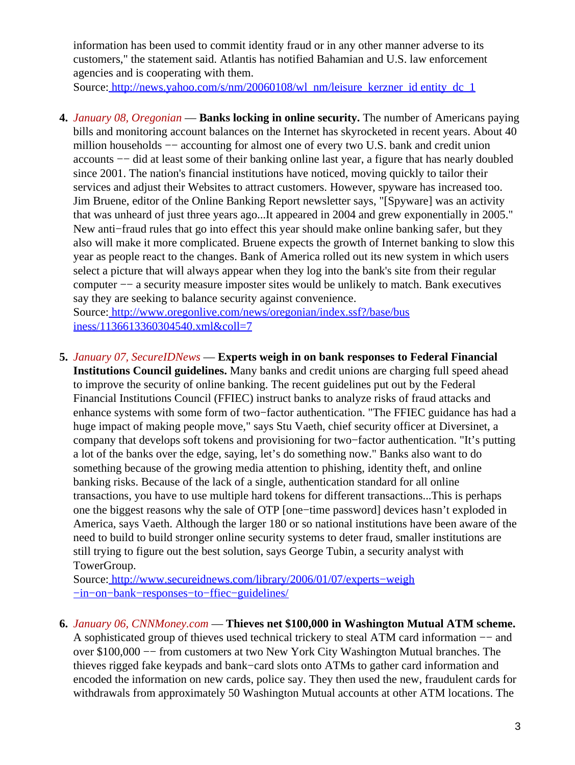information has been used to commit identity fraud or in any other manner adverse to its customers," the statement said. Atlantis has notified Bahamian and U.S. law enforcement agencies and is cooperating with them.
Source: http://news.yahoo.com/s/nm/20060108/wl_nm/leisure_kerzner_id entity_dc_1

4. *January 08, Oregonian* — **Banks locking in online security.** The number of Americans paying bills and monitoring account balances on the Internet has skyrocketed in recent years. About 40 million households −− accounting for almost one of every two U.S. bank and credit union accounts −− did at least some of their banking online last year, a figure that has nearly doubled since 2001. The nation's financial institutions have noticed, moving quickly to tailor their services and adjust their Websites to attract customers. However, spyware has increased too. Jim Bruene, editor of the Online Banking Report newsletter says, "[Spyware] was an activity that was unheard of just three years ago...It appeared in 2004 and grew exponentially in 2005." New anti−fraud rules that go into effect this year should make online banking safer, but they also will make it more complicated. Bruene expects the growth of Internet banking to slow this year as people react to the changes. Bank of America rolled out its new system in which users select a picture that will always appear when they log into the bank's site from their regular computer −− a security measure imposter sites would be unlikely to match. Bank executives say they are seeking to balance security against convenience.
Source: http://www.oregonlive.com/news/oregonian/index.ssf?/base/business/1136613360304540.xml&coll=7

5. *January 07, SecureIDNews* — **Experts weigh in on bank responses to Federal Financial Institutions Council guidelines.** Many banks and credit unions are charging full speed ahead to improve the security of online banking. The recent guidelines put out by the Federal Financial Institutions Council (FFIEC) instruct banks to analyze risks of fraud attacks and enhance systems with some form of two−factor authentication. "The FFIEC guidance has had a huge impact of making people move," says Stu Vaeth, chief security officer at Diversinet, a company that develops soft tokens and provisioning for two−factor authentication. "It's putting a lot of the banks over the edge, saying, let's do something now." Banks also want to do something because of the growing media attention to phishing, identity theft, and online banking risks. Because of the lack of a single, authentication standard for all online transactions, you have to use multiple hard tokens for different transactions...This is perhaps one the biggest reasons why the sale of OTP [one−time password] devices hasn't exploded in America, says Vaeth. Although the larger 180 or so national institutions have been aware of the need to build to build stronger online security systems to deter fraud, smaller institutions are still trying to figure out the best solution, says George Tubin, a security analyst with TowerGroup.
Source: http://www.secureidnews.com/library/2006/01/07/experts−weigh−in−on−bank−responses−to−ffiec−guidelines/

6. *January 06, CNNMoney.com* — **Thieves net $100,000 in Washington Mutual ATM scheme.** A sophisticated group of thieves used technical trickery to steal ATM card information −− and over $100,000 −− from customers at two New York City Washington Mutual branches. The thieves rigged fake keypads and bank−card slots onto ATMs to gather card information and encoded the information on new cards, police say. They then used the new, fraudulent cards for withdrawals from approximately 50 Washington Mutual accounts at other ATM locations. The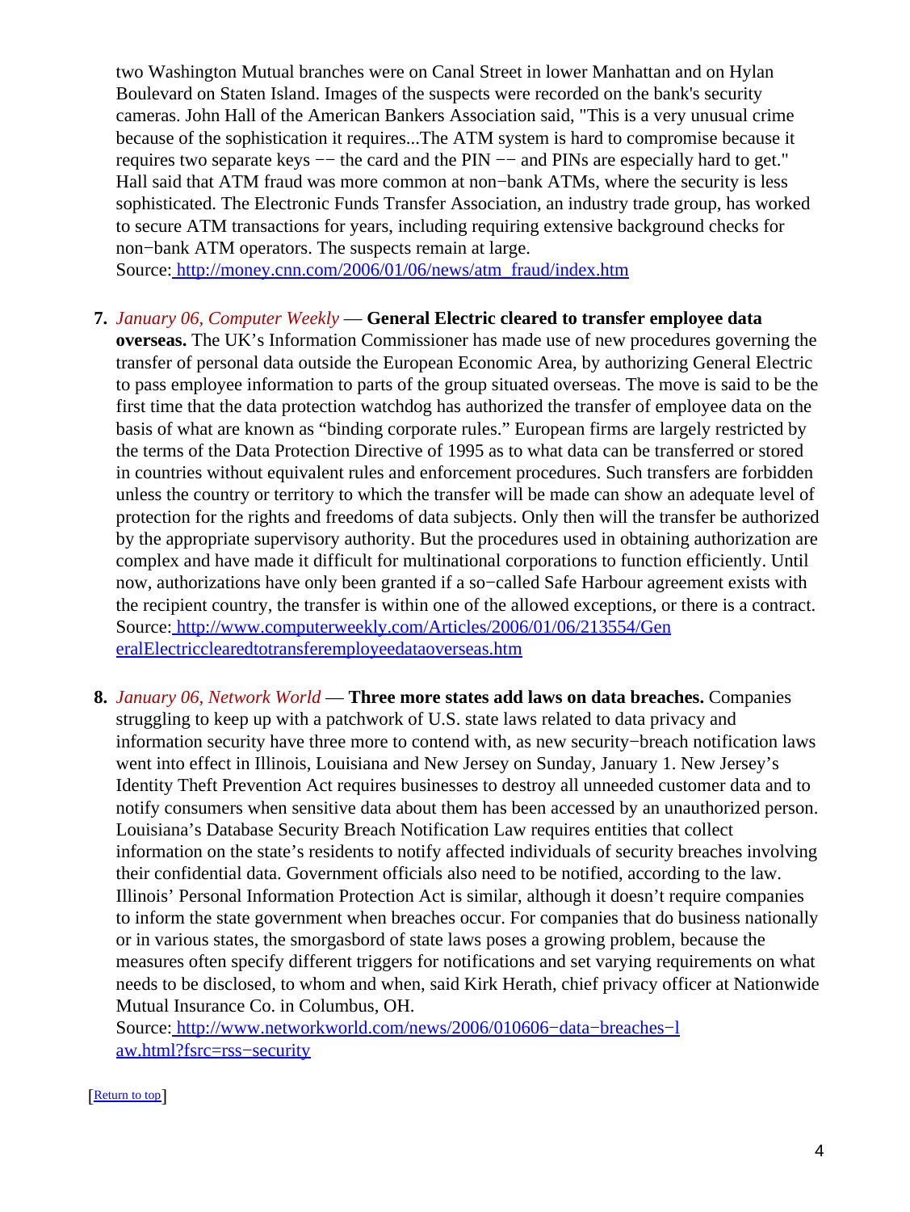two Washington Mutual branches were on Canal Street in lower Manhattan and on Hylan Boulevard on Staten Island. Images of the suspects were recorded on the bank's security cameras. John Hall of the American Bankers Association said, "This is a very unusual crime because of the sophistication it requires...The ATM system is hard to compromise because it requires two separate keys −− the card and the PIN −− and PINs are especially hard to get." Hall said that ATM fraud was more common at non−bank ATMs, where the security is less sophisticated. The Electronic Funds Transfer Association, an industry trade group, has worked to secure ATM transactions for years, including requiring extensive background checks for non−bank ATM operators. The suspects remain at large.
Source: http://money.cnn.com/2006/01/06/news/atm_fraud/index.htm

7. *January 06, Computer Weekly* — **General Electric cleared to transfer employee data overseas.** The UK's Information Commissioner has made use of new procedures governing the transfer of personal data outside the European Economic Area, by authorizing General Electric to pass employee information to parts of the group situated overseas. The move is said to be the first time that the data protection watchdog has authorized the transfer of employee data on the basis of what are known as "binding corporate rules." European firms are largely restricted by the terms of the Data Protection Directive of 1995 as to what data can be transferred or stored in countries without equivalent rules and enforcement procedures. Such transfers are forbidden unless the country or territory to which the transfer will be made can show an adequate level of protection for the rights and freedoms of data subjects. Only then will the transfer be authorized by the appropriate supervisory authority. But the procedures used in obtaining authorization are complex and have made it difficult for multinational corporations to function efficiently. Until now, authorizations have only been granted if a so−called Safe Harbour agreement exists with the recipient country, the transfer is within one of the allowed exceptions, or there is a contract.
Source: http://www.computerweekly.com/Articles/2006/01/06/213554/GeneralElectricclearedtotransferemployeedataoverseas.htm

8. *January 06, Network World* — **Three more states add laws on data breaches.** Companies struggling to keep up with a patchwork of U.S. state laws related to data privacy and information security have three more to contend with, as new security−breach notification laws went into effect in Illinois, Louisiana and New Jersey on Sunday, January 1. New Jersey's Identity Theft Prevention Act requires businesses to destroy all unneeded customer data and to notify consumers when sensitive data about them has been accessed by an unauthorized person. Louisiana's Database Security Breach Notification Law requires entities that collect information on the state's residents to notify affected individuals of security breaches involving their confidential data. Government officials also need to be notified, according to the law. Illinois' Personal Information Protection Act is similar, although it doesn't require companies to inform the state government when breaches occur. For companies that do business nationally or in various states, the smorgasbord of state laws poses a growing problem, because the measures often specify different triggers for notifications and set varying requirements on what needs to be disclosed, to whom and when, said Kirk Herath, chief privacy officer at Nationwide Mutual Insurance Co. in Columbus, OH.
Source: http://www.networkworld.com/news/2006/010606−data−breaches−law.html?fsrc=rss−security

[Return to top]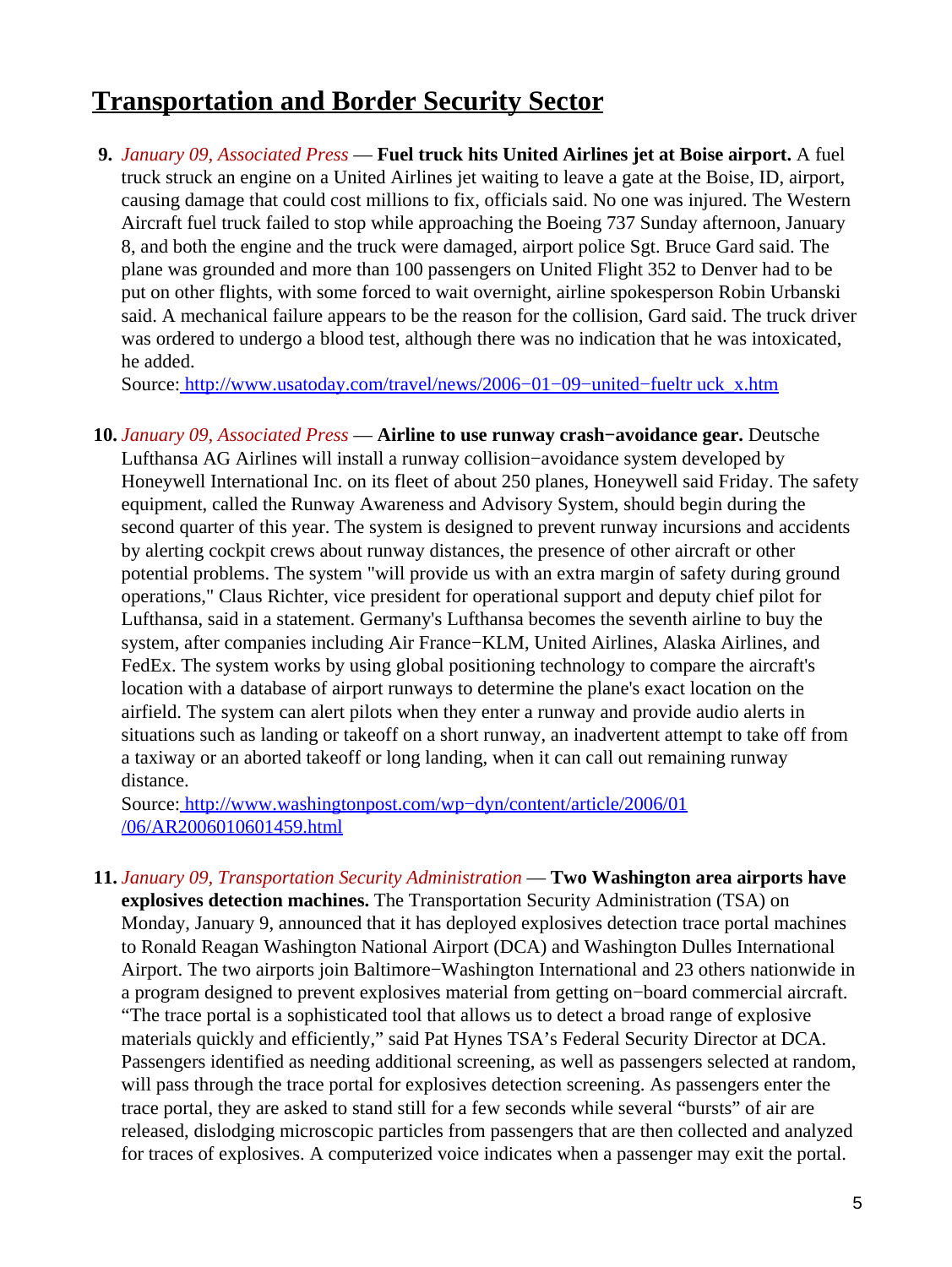## Transportation and Border Security Sector

**9.** *January 09, Associated Press* — **Fuel truck hits United Airlines jet at Boise airport.** A fuel truck struck an engine on a United Airlines jet waiting to leave a gate at the Boise, ID, airport, causing damage that could cost millions to fix, officials said. No one was injured. The Western Aircraft fuel truck failed to stop while approaching the Boeing 737 Sunday afternoon, January 8, and both the engine and the truck were damaged, airport police Sgt. Bruce Gard said. The plane was grounded and more than 100 passengers on United Flight 352 to Denver had to be put on other flights, with some forced to wait overnight, airline spokesperson Robin Urbanski said. A mechanical failure appears to be the reason for the collision, Gard said. The truck driver was ordered to undergo a blood test, although there was no indication that he was intoxicated, he added.
Source: http://www.usatoday.com/travel/news/2006−01−09−united−fueltr uck_x.htm

**10.** *January 09, Associated Press* — **Airline to use runway crash−avoidance gear.** Deutsche Lufthansa AG Airlines will install a runway collision−avoidance system developed by Honeywell International Inc. on its fleet of about 250 planes, Honeywell said Friday. The safety equipment, called the Runway Awareness and Advisory System, should begin during the second quarter of this year. The system is designed to prevent runway incursions and accidents by alerting cockpit crews about runway distances, the presence of other aircraft or other potential problems. The system "will provide us with an extra margin of safety during ground operations," Claus Richter, vice president for operational support and deputy chief pilot for Lufthansa, said in a statement. Germany's Lufthansa becomes the seventh airline to buy the system, after companies including Air France−KLM, United Airlines, Alaska Airlines, and FedEx. The system works by using global positioning technology to compare the aircraft's location with a database of airport runways to determine the plane's exact location on the airfield. The system can alert pilots when they enter a runway and provide audio alerts in situations such as landing or takeoff on a short runway, an inadvertent attempt to take off from a taxiway or an aborted takeoff or long landing, when it can call out remaining runway distance.
Source: http://www.washingtonpost.com/wp−dyn/content/article/2006/01 /06/AR2006010601459.html

**11.** *January 09, Transportation Security Administration* — **Two Washington area airports have explosives detection machines.** The Transportation Security Administration (TSA) on Monday, January 9, announced that it has deployed explosives detection trace portal machines to Ronald Reagan Washington National Airport (DCA) and Washington Dulles International Airport. The two airports join Baltimore−Washington International and 23 others nationwide in a program designed to prevent explosives material from getting on−board commercial aircraft. "The trace portal is a sophisticated tool that allows us to detect a broad range of explosive materials quickly and efficiently," said Pat Hynes TSA's Federal Security Director at DCA. Passengers identified as needing additional screening, as well as passengers selected at random, will pass through the trace portal for explosives detection screening. As passengers enter the trace portal, they are asked to stand still for a few seconds while several "bursts" of air are released, dislodging microscopic particles from passengers that are then collected and analyzed for traces of explosives. A computerized voice indicates when a passenger may exit the portal.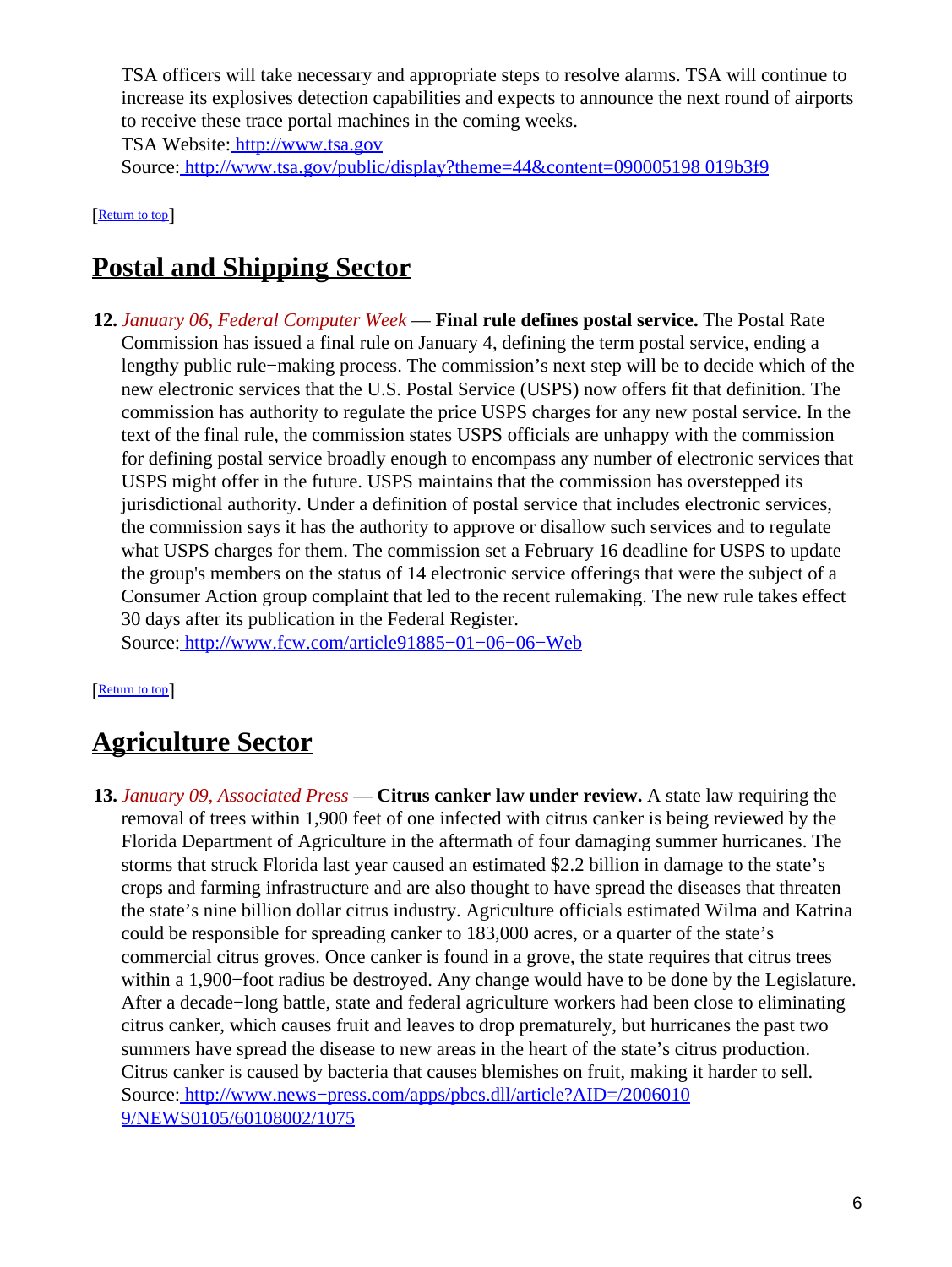TSA officers will take necessary and appropriate steps to resolve alarms. TSA will continue to increase its explosives detection capabilities and expects to announce the next round of airports to receive these trace portal machines in the coming weeks.
TSA Website: http://www.tsa.gov
Source: http://www.tsa.gov/public/display?theme=44&content=090005198 019b3f9

[Return to top]

## Postal and Shipping Sector

**12.** *January 06, Federal Computer Week* — **Final rule defines postal service.** The Postal Rate Commission has issued a final rule on January 4, defining the term postal service, ending a lengthy public rule−making process. The commission's next step will be to decide which of the new electronic services that the U.S. Postal Service (USPS) now offers fit that definition. The commission has authority to regulate the price USPS charges for any new postal service. In the text of the final rule, the commission states USPS officials are unhappy with the commission for defining postal service broadly enough to encompass any number of electronic services that USPS might offer in the future. USPS maintains that the commission has overstepped its jurisdictional authority. Under a definition of postal service that includes electronic services, the commission says it has the authority to approve or disallow such services and to regulate what USPS charges for them. The commission set a February 16 deadline for USPS to update the group's members on the status of 14 electronic service offerings that were the subject of a Consumer Action group complaint that led to the recent rulemaking. The new rule takes effect 30 days after its publication in the Federal Register.
Source: http://www.fcw.com/article91885−01−06−06−Web

[Return to top]

## Agriculture Sector

**13.** *January 09, Associated Press* — **Citrus canker law under review.** A state law requiring the removal of trees within 1,900 feet of one infected with citrus canker is being reviewed by the Florida Department of Agriculture in the aftermath of four damaging summer hurricanes. The storms that struck Florida last year caused an estimated $2.2 billion in damage to the state's crops and farming infrastructure and are also thought to have spread the diseases that threaten the state's nine billion dollar citrus industry. Agriculture officials estimated Wilma and Katrina could be responsible for spreading canker to 183,000 acres, or a quarter of the state's commercial citrus groves. Once canker is found in a grove, the state requires that citrus trees within a 1,900−foot radius be destroyed. Any change would have to be done by the Legislature. After a decade−long battle, state and federal agriculture workers had been close to eliminating citrus canker, which causes fruit and leaves to drop prematurely, but hurricanes the past two summers have spread the disease to new areas in the heart of the state's citrus production. Citrus canker is caused by bacteria that causes blemishes on fruit, making it harder to sell.
Source: http://www.news−press.com/apps/pbcs.dll/article?AID=/2006010 9/NEWS0105/60108002/1075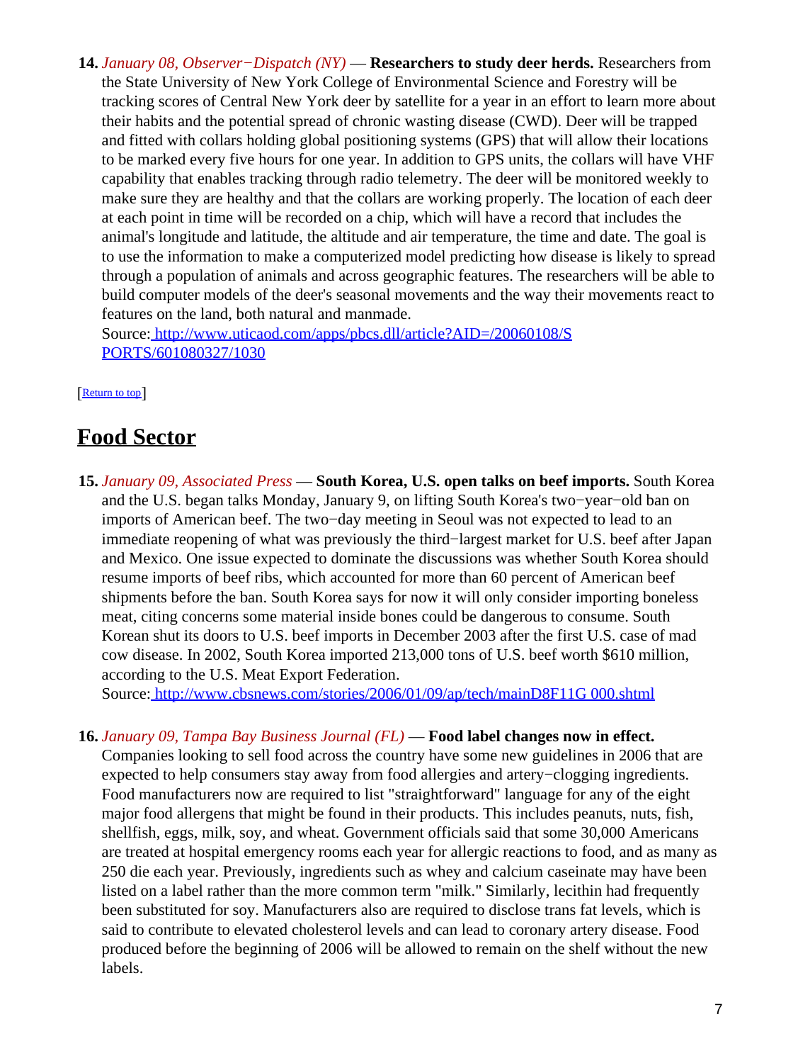14. *January 08, Observer−Dispatch (NY)* — **Researchers to study deer herds.** Researchers from the State University of New York College of Environmental Science and Forestry will be tracking scores of Central New York deer by satellite for a year in an effort to learn more about their habits and the potential spread of chronic wasting disease (CWD). Deer will be trapped and fitted with collars holding global positioning systems (GPS) that will allow their locations to be marked every five hours for one year. In addition to GPS units, the collars will have VHF capability that enables tracking through radio telemetry. The deer will be monitored weekly to make sure they are healthy and that the collars are working properly. The location of each deer at each point in time will be recorded on a chip, which will have a record that includes the animal's longitude and latitude, the altitude and air temperature, the time and date. The goal is to use the information to make a computerized model predicting how disease is likely to spread through a population of animals and across geographic features. The researchers will be able to build computer models of the deer's seasonal movements and the way their movements react to features on the land, both natural and manmade.
Source: http://www.uticaod.com/apps/pbcs.dll/article?AID=/20060108/SPORTS/601080327/1030

[Return to top]

## Food Sector

15. *January 09, Associated Press* — **South Korea, U.S. open talks on beef imports.** South Korea and the U.S. began talks Monday, January 9, on lifting South Korea's two−year−old ban on imports of American beef. The two−day meeting in Seoul was not expected to lead to an immediate reopening of what was previously the third−largest market for U.S. beef after Japan and Mexico. One issue expected to dominate the discussions was whether South Korea should resume imports of beef ribs, which accounted for more than 60 percent of American beef shipments before the ban. South Korea says for now it will only consider importing boneless meat, citing concerns some material inside bones could be dangerous to consume. South Korean shut its doors to U.S. beef imports in December 2003 after the first U.S. case of mad cow disease. In 2002, South Korea imported 213,000 tons of U.S. beef worth $610 million, according to the U.S. Meat Export Federation.
Source: http://www.cbsnews.com/stories/2006/01/09/ap/tech/mainD8F11G 000.shtml

16. *January 09, Tampa Bay Business Journal (FL)* — **Food label changes now in effect.** Companies looking to sell food across the country have some new guidelines in 2006 that are expected to help consumers stay away from food allergies and artery−clogging ingredients. Food manufacturers now are required to list "straightforward" language for any of the eight major food allergens that might be found in their products. This includes peanuts, nuts, fish, shellfish, eggs, milk, soy, and wheat. Government officials said that some 30,000 Americans are treated at hospital emergency rooms each year for allergic reactions to food, and as many as 250 die each year. Previously, ingredients such as whey and calcium caseinate may have been listed on a label rather than the more common term "milk." Similarly, lecithin had frequently been substituted for soy. Manufacturers also are required to disclose trans fat levels, which is said to contribute to elevated cholesterol levels and can lead to coronary artery disease. Food produced before the beginning of 2006 will be allowed to remain on the shelf without the new labels.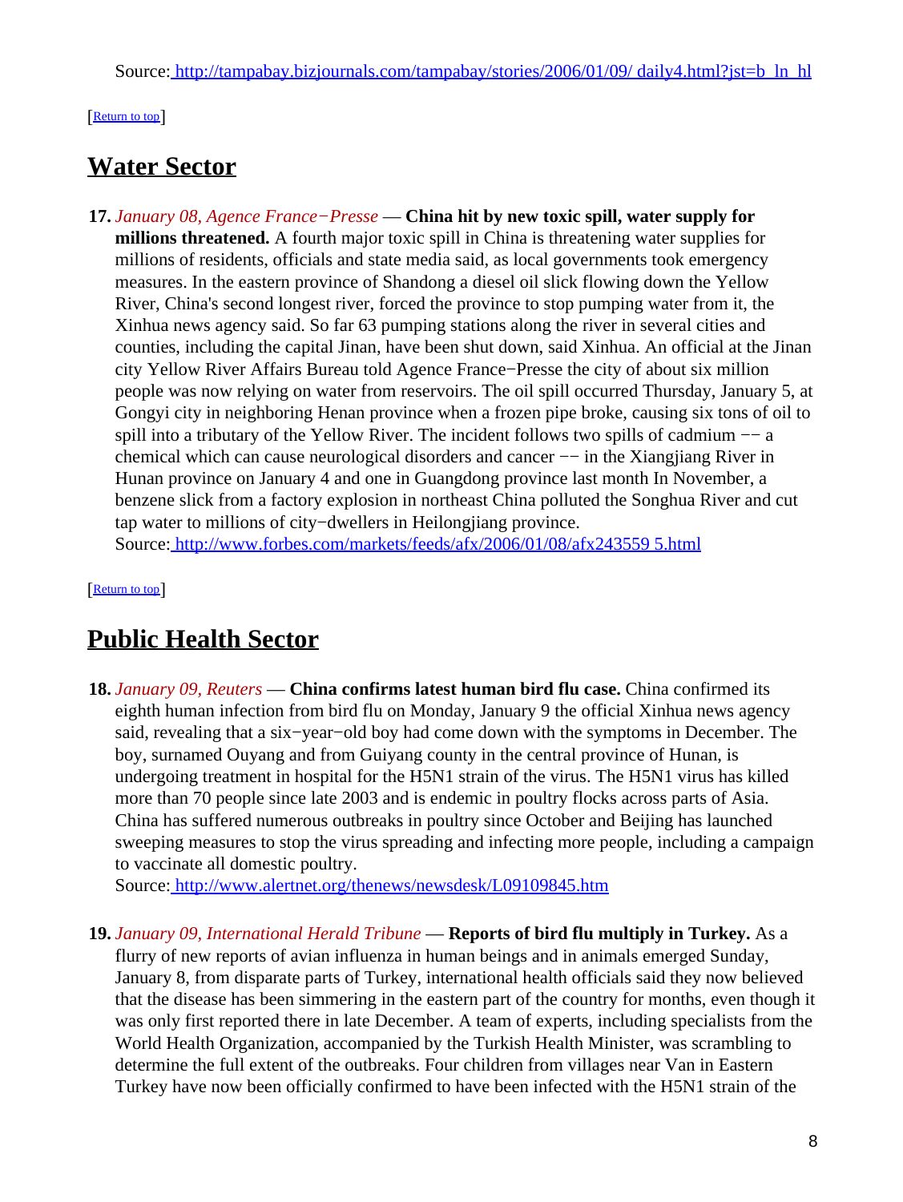Source: [http://tampabay.bizjournals.com/tampabay/stories/2006/01/09/ daily4.html?jst=b_ln_hl](http://tampabay.bizjournals.com/tampabay/stories/2006/01/09/daily4.html?jst=b_ln_hl)

[Return to top]

## Water Sector

**17.** *January 08, Agence France−Presse* — **China hit by new toxic spill, water supply for millions threatened.** A fourth major toxic spill in China is threatening water supplies for millions of residents, officials and state media said, as local governments took emergency measures. In the eastern province of Shandong a diesel oil slick flowing down the Yellow River, China's second longest river, forced the province to stop pumping water from it, the Xinhua news agency said. So far 63 pumping stations along the river in several cities and counties, including the capital Jinan, have been shut down, said Xinhua. An official at the Jinan city Yellow River Affairs Bureau told Agence France−Presse the city of about six million people was now relying on water from reservoirs. The oil spill occurred Thursday, January 5, at Gongyi city in neighboring Henan province when a frozen pipe broke, causing six tons of oil to spill into a tributary of the Yellow River. The incident follows two spills of cadmium −− a chemical which can cause neurological disorders and cancer −− in the Xiangjiang River in Hunan province on January 4 and one in Guangdong province last month In November, a benzene slick from a factory explosion in northeast China polluted the Songhua River and cut tap water to millions of city−dwellers in Heilongjiang province.
Source: [http://www.forbes.com/markets/feeds/afx/2006/01/08/afx243559 5.html](http://www.forbes.com/markets/feeds/afx/2006/01/08/afx2435595.html)

[Return to top]

## Public Health Sector

**18.** *January 09, Reuters* — **China confirms latest human bird flu case.** China confirmed its eighth human infection from bird flu on Monday, January 9 the official Xinhua news agency said, revealing that a six−year−old boy had come down with the symptoms in December. The boy, surnamed Ouyang and from Guiyang county in the central province of Hunan, is undergoing treatment in hospital for the H5N1 strain of the virus. The H5N1 virus has killed more than 70 people since late 2003 and is endemic in poultry flocks across parts of Asia. China has suffered numerous outbreaks in poultry since October and Beijing has launched sweeping measures to stop the virus spreading and infecting more people, including a campaign to vaccinate all domestic poultry.
Source: [http://www.alertnet.org/thenews/newsdesk/L09109845.htm](http://www.alertnet.org/thenews/newsdesk/L09109845.htm)

**19.** *January 09, International Herald Tribune* — **Reports of bird flu multiply in Turkey.** As a flurry of new reports of avian influenza in human beings and in animals emerged Sunday, January 8, from disparate parts of Turkey, international health officials said they now believed that the disease has been simmering in the eastern part of the country for months, even though it was only first reported there in late December. A team of experts, including specialists from the World Health Organization, accompanied by the Turkish Health Minister, was scrambling to determine the full extent of the outbreaks. Four children from villages near Van in Eastern Turkey have now been officially confirmed to have been infected with the H5N1 strain of the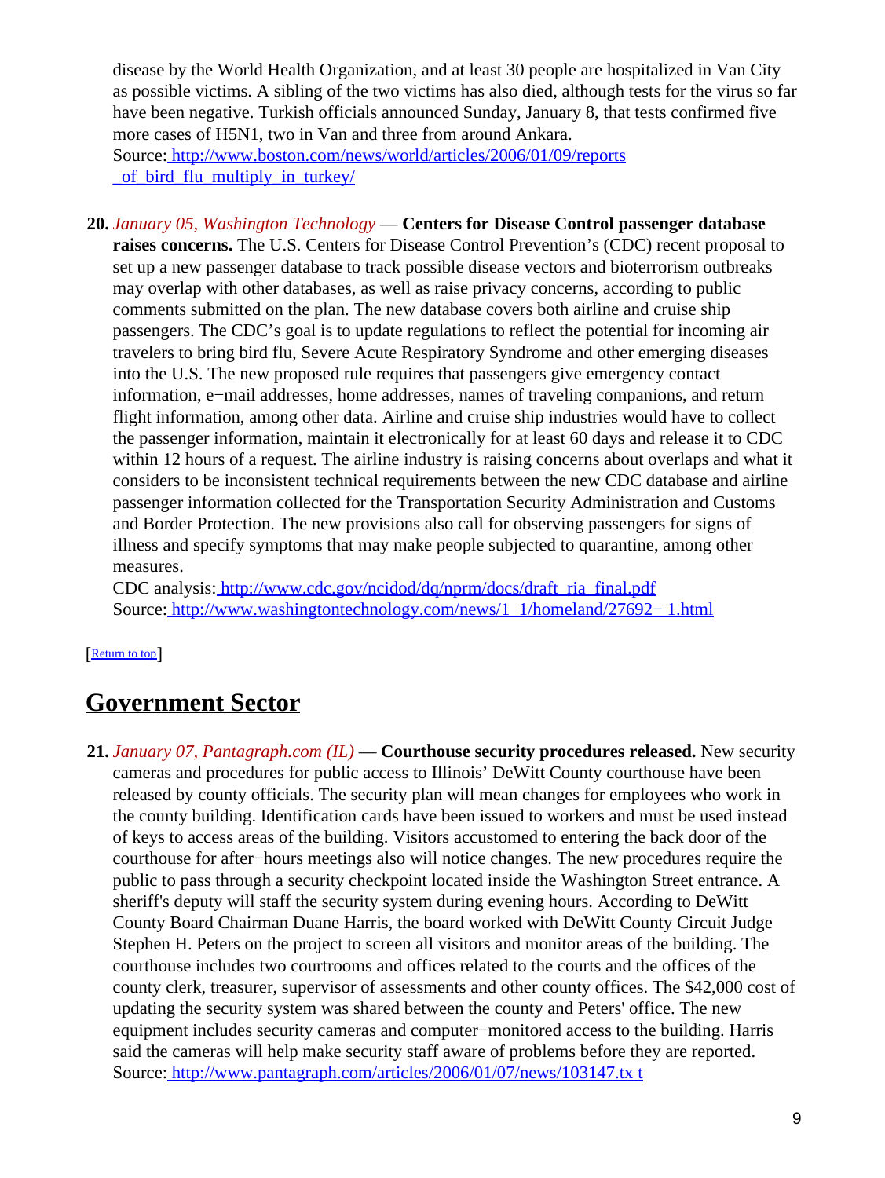disease by the World Health Organization, and at least 30 people are hospitalized in Van City as possible victims. A sibling of the two victims has also died, although tests for the virus so far have been negative. Turkish officials announced Sunday, January 8, that tests confirmed five more cases of H5N1, two in Van and three from around Ankara.
Source: http://www.boston.com/news/world/articles/2006/01/09/reports_of_bird_flu_multiply_in_turkey/

20. *January 05, Washington Technology* — **Centers for Disease Control passenger database raises concerns.** The U.S. Centers for Disease Control Prevention's (CDC) recent proposal to set up a new passenger database to track possible disease vectors and bioterrorism outbreaks may overlap with other databases, as well as raise privacy concerns, according to public comments submitted on the plan. The new database covers both airline and cruise ship passengers. The CDC's goal is to update regulations to reflect the potential for incoming air travelers to bring bird flu, Severe Acute Respiratory Syndrome and other emerging diseases into the U.S. The new proposed rule requires that passengers give emergency contact information, e−mail addresses, home addresses, names of traveling companions, and return flight information, among other data. Airline and cruise ship industries would have to collect the passenger information, maintain it electronically for at least 60 days and release it to CDC within 12 hours of a request. The airline industry is raising concerns about overlaps and what it considers to be inconsistent technical requirements between the new CDC database and airline passenger information collected for the Transportation Security Administration and Customs and Border Protection. The new provisions also call for observing passengers for signs of illness and specify symptoms that may make people subjected to quarantine, among other measures.
CDC analysis: http://www.cdc.gov/ncidod/dq/nprm/docs/draft_ria_final.pdf
Source: http://www.washingtontechnology.com/news/1_1/homeland/27692−1.html

[Return to top]

## Government Sector

21. *January 07, Pantagraph.com (IL)* — **Courthouse security procedures released.** New security cameras and procedures for public access to Illinois' DeWitt County courthouse have been released by county officials. The security plan will mean changes for employees who work in the county building. Identification cards have been issued to workers and must be used instead of keys to access areas of the building. Visitors accustomed to entering the back door of the courthouse for after−hours meetings also will notice changes. The new procedures require the public to pass through a security checkpoint located inside the Washington Street entrance. A sheriff's deputy will staff the security system during evening hours. According to DeWitt County Board Chairman Duane Harris, the board worked with DeWitt County Circuit Judge Stephen H. Peters on the project to screen all visitors and monitor areas of the building. The courthouse includes two courtrooms and offices related to the courts and the offices of the county clerk, treasurer, supervisor of assessments and other county offices. The $42,000 cost of updating the security system was shared between the county and Peters' office. The new equipment includes security cameras and computer−monitored access to the building. Harris said the cameras will help make security staff aware of problems before they are reported.
Source: http://www.pantagraph.com/articles/2006/01/07/news/103147.txt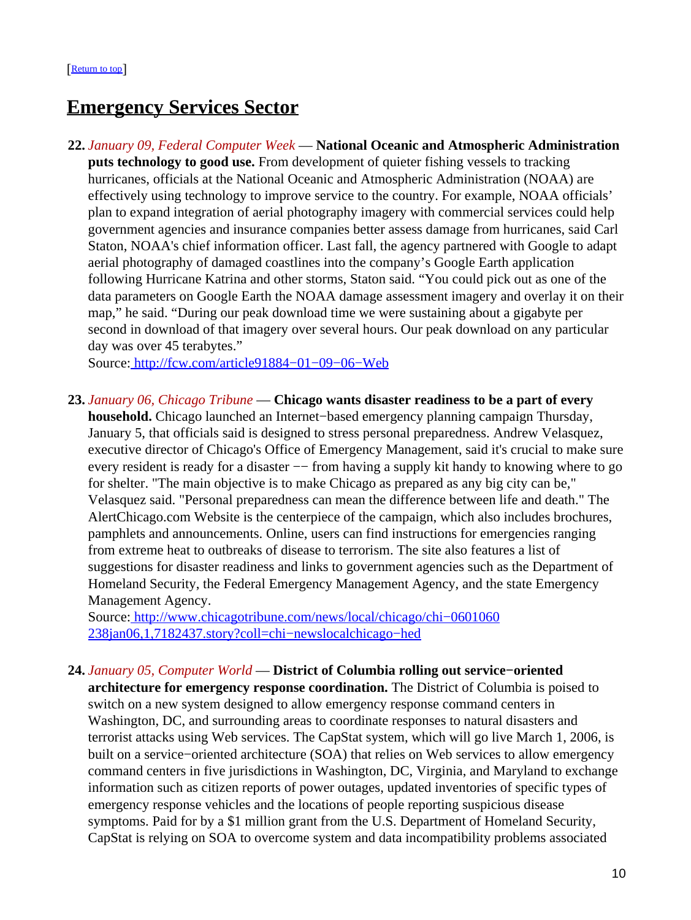[Return to top]

## Emergency Services Sector

22. *January 09, Federal Computer Week* — **National Oceanic and Atmospheric Administration puts technology to good use.** From development of quieter fishing vessels to tracking hurricanes, officials at the National Oceanic and Atmospheric Administration (NOAA) are effectively using technology to improve service to the country. For example, NOAA officials' plan to expand integration of aerial photography imagery with commercial services could help government agencies and insurance companies better assess damage from hurricanes, said Carl Staton, NOAA's chief information officer. Last fall, the agency partnered with Google to adapt aerial photography of damaged coastlines into the company's Google Earth application following Hurricane Katrina and other storms, Staton said. "You could pick out as one of the data parameters on Google Earth the NOAA damage assessment imagery and overlay it on their map," he said. "During our peak download time we were sustaining about a gigabyte per second in download of that imagery over several hours. Our peak download on any particular day was over 45 terabytes."
Source: http://fcw.com/article91884−01−09−06−Web

23. *January 06, Chicago Tribune* — **Chicago wants disaster readiness to be a part of every household.** Chicago launched an Internet−based emergency planning campaign Thursday, January 5, that officials said is designed to stress personal preparedness. Andrew Velasquez, executive director of Chicago's Office of Emergency Management, said it's crucial to make sure every resident is ready for a disaster −− from having a supply kit handy to knowing where to go for shelter. "The main objective is to make Chicago as prepared as any big city can be," Velasquez said. "Personal preparedness can mean the difference between life and death." The AlertChicago.com Website is the centerpiece of the campaign, which also includes brochures, pamphlets and announcements. Online, users can find instructions for emergencies ranging from extreme heat to outbreaks of disease to terrorism. The site also features a list of suggestions for disaster readiness and links to government agencies such as the Department of Homeland Security, the Federal Emergency Management Agency, and the state Emergency Management Agency.
Source: http://www.chicagotribune.com/news/local/chicago/chi−0601060238jan06,1,7182437.story?coll=chi−newslocalchicago−hed

24. *January 05, Computer World* — **District of Columbia rolling out service−oriented architecture for emergency response coordination.** The District of Columbia is poised to switch on a new system designed to allow emergency response command centers in Washington, DC, and surrounding areas to coordinate responses to natural disasters and terrorist attacks using Web services. The CapStat system, which will go live March 1, 2006, is built on a service−oriented architecture (SOA) that relies on Web services to allow emergency command centers in five jurisdictions in Washington, DC, Virginia, and Maryland to exchange information such as citizen reports of power outages, updated inventories of specific types of emergency response vehicles and the locations of people reporting suspicious disease symptoms. Paid for by a $1 million grant from the U.S. Department of Homeland Security, CapStat is relying on SOA to overcome system and data incompatibility problems associated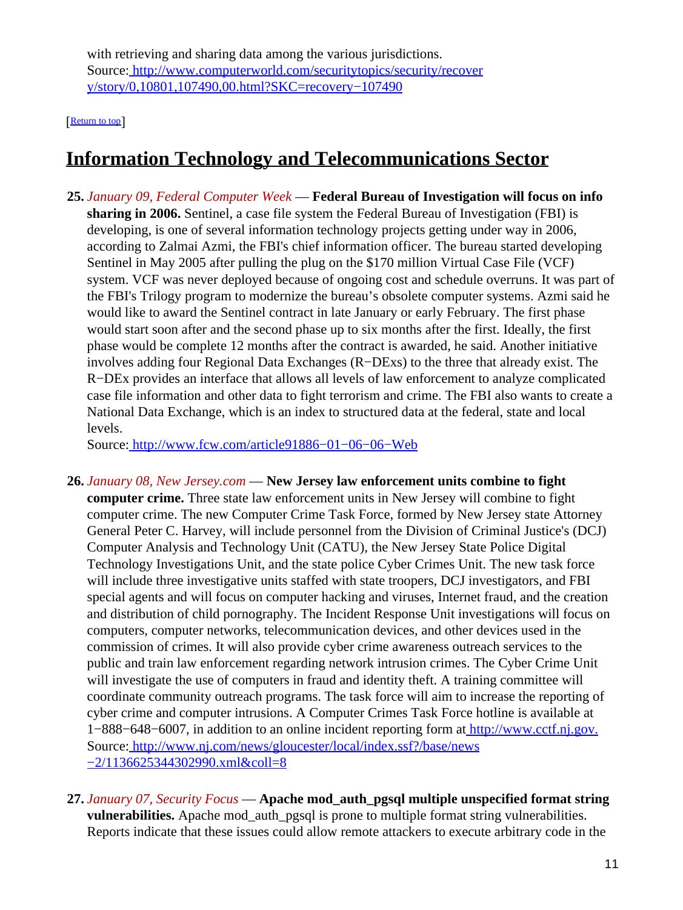with retrieving and sharing data among the various jurisdictions.
Source: http://www.computerworld.com/securitytopics/security/recovery/story/0,10801,107490,00.html?SKC=recovery−107490

[Return to top]

## Information Technology and Telecommunications Sector

**25.** *January 09, Federal Computer Week* — **Federal Bureau of Investigation will focus on info sharing in 2006.** Sentinel, a case file system the Federal Bureau of Investigation (FBI) is developing, is one of several information technology projects getting under way in 2006, according to Zalmai Azmi, the FBI's chief information officer. The bureau started developing Sentinel in May 2005 after pulling the plug on the $170 million Virtual Case File (VCF) system. VCF was never deployed because of ongoing cost and schedule overruns. It was part of the FBI's Trilogy program to modernize the bureau's obsolete computer systems. Azmi said he would like to award the Sentinel contract in late January or early February. The first phase would start soon after and the second phase up to six months after the first. Ideally, the first phase would be complete 12 months after the contract is awarded, he said. Another initiative involves adding four Regional Data Exchanges (R−DExs) to the three that already exist. The R−DEx provides an interface that allows all levels of law enforcement to analyze complicated case file information and other data to fight terrorism and crime. The FBI also wants to create a National Data Exchange, which is an index to structured data at the federal, state and local levels.
Source: http://www.fcw.com/article91886−01−06−06−Web

**26.** *January 08, New Jersey.com* — **New Jersey law enforcement units combine to fight computer crime.** Three state law enforcement units in New Jersey will combine to fight computer crime. The new Computer Crime Task Force, formed by New Jersey state Attorney General Peter C. Harvey, will include personnel from the Division of Criminal Justice's (DCJ) Computer Analysis and Technology Unit (CATU), the New Jersey State Police Digital Technology Investigations Unit, and the state police Cyber Crimes Unit. The new task force will include three investigative units staffed with state troopers, DCJ investigators, and FBI special agents and will focus on computer hacking and viruses, Internet fraud, and the creation and distribution of child pornography. The Incident Response Unit investigations will focus on computers, computer networks, telecommunication devices, and other devices used in the commission of crimes. It will also provide cyber crime awareness outreach services to the public and train law enforcement regarding network intrusion crimes. The Cyber Crime Unit will investigate the use of computers in fraud and identity theft. A training committee will coordinate community outreach programs. The task force will aim to increase the reporting of cyber crime and computer intrusions. A Computer Crimes Task Force hotline is available at 1−888−648−6007, in addition to an online incident reporting form at http://www.cctf.nj.gov.
Source: http://www.nj.com/news/gloucester/local/index.ssf?/base/news−2/1136625344302990.xml&coll=8

**27.** *January 07, Security Focus* — **Apache mod_auth_pgsql multiple unspecified format string vulnerabilities.** Apache mod_auth_pgsql is prone to multiple format string vulnerabilities. Reports indicate that these issues could allow remote attackers to execute arbitrary code in the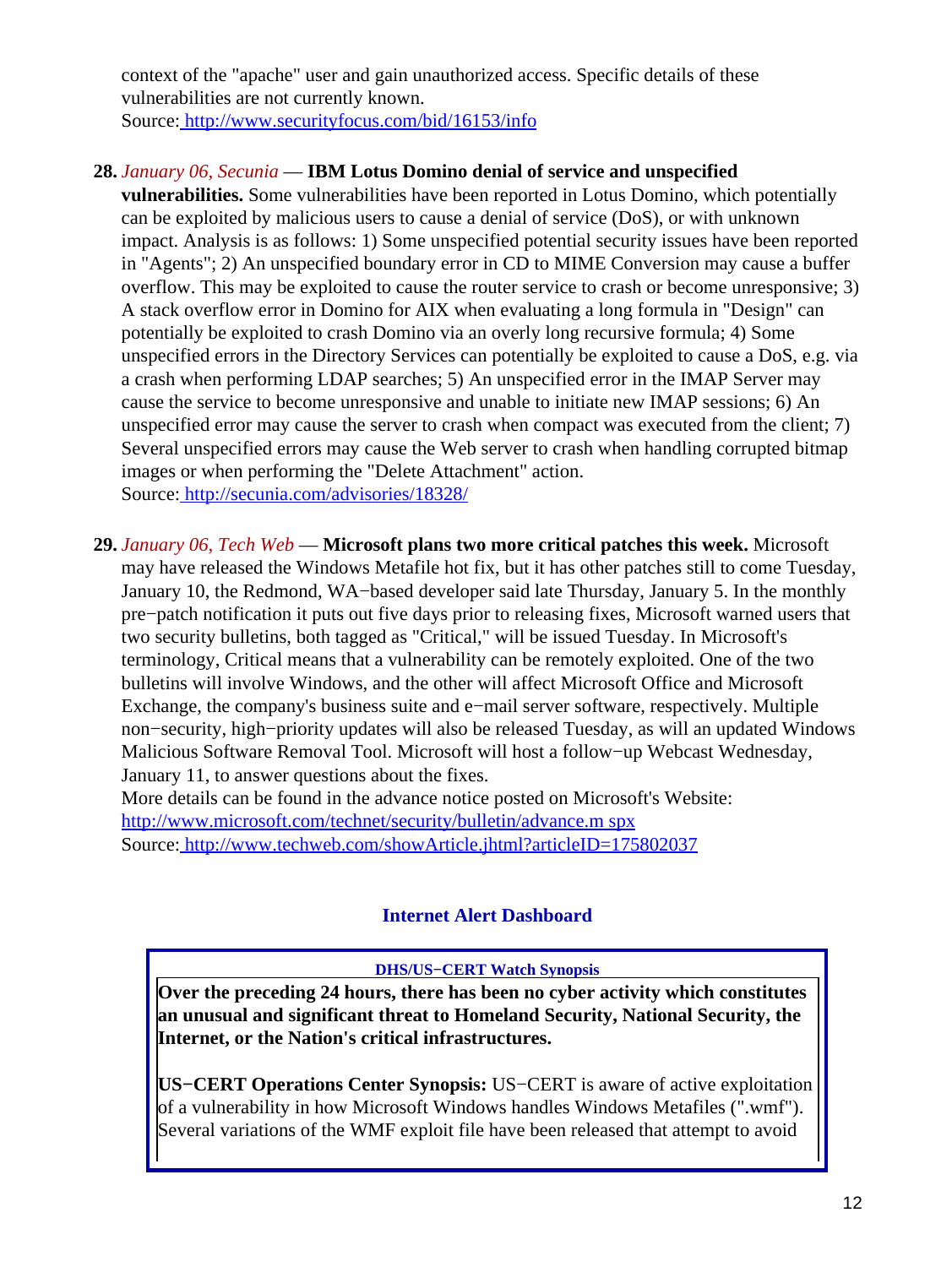context of the "apache" user and gain unauthorized access. Specific details of these vulnerabilities are not currently known.
Source: http://www.securityfocus.com/bid/16153/info

28. *January 06, Secunia* — **IBM Lotus Domino denial of service and unspecified vulnerabilities.** Some vulnerabilities have been reported in Lotus Domino, which potentially can be exploited by malicious users to cause a denial of service (DoS), or with unknown impact. Analysis is as follows: 1) Some unspecified potential security issues have been reported in "Agents"; 2) An unspecified boundary error in CD to MIME Conversion may cause a buffer overflow. This may be exploited to cause the router service to crash or become unresponsive; 3) A stack overflow error in Domino for AIX when evaluating a long formula in "Design" can potentially be exploited to crash Domino via an overly long recursive formula; 4) Some unspecified errors in the Directory Services can potentially be exploited to cause a DoS, e.g. via a crash when performing LDAP searches; 5) An unspecified error in the IMAP Server may cause the service to become unresponsive and unable to initiate new IMAP sessions; 6) An unspecified error may cause the server to crash when compact was executed from the client; 7) Several unspecified errors may cause the Web server to crash when handling corrupted bitmap images or when performing the "Delete Attachment" action.
Source: http://secunia.com/advisories/18328/

29. *January 06, Tech Web* — **Microsoft plans two more critical patches this week.** Microsoft may have released the Windows Metafile hot fix, but it has other patches still to come Tuesday, January 10, the Redmond, WA−based developer said late Thursday, January 5. In the monthly pre−patch notification it puts out five days prior to releasing fixes, Microsoft warned users that two security bulletins, both tagged as "Critical," will be issued Tuesday. In Microsoft's terminology, Critical means that a vulnerability can be remotely exploited. One of the two bulletins will involve Windows, and the other will affect Microsoft Office and Microsoft Exchange, the company's business suite and e−mail server software, respectively. Multiple non−security, high−priority updates will also be released Tuesday, as will an updated Windows Malicious Software Removal Tool. Microsoft will host a follow−up Webcast Wednesday, January 11, to answer questions about the fixes.
More details can be found in the advance notice posted on Microsoft's Website: http://www.microsoft.com/technet/security/bulletin/advance.m spx
Source: http://www.techweb.com/showArticle.jhtml?articleID=175802037

## Internet Alert Dashboard

**DHS/US−CERT Watch Synopsis**

**Over the preceding 24 hours, there has been no cyber activity which constitutes an unusual and significant threat to Homeland Security, National Security, the Internet, or the Nation's critical infrastructures.**

**US−CERT Operations Center Synopsis:** US−CERT is aware of active exploitation of a vulnerability in how Microsoft Windows handles Windows Metafiles (".wmf"). Several variations of the WMF exploit file have been released that attempt to avoid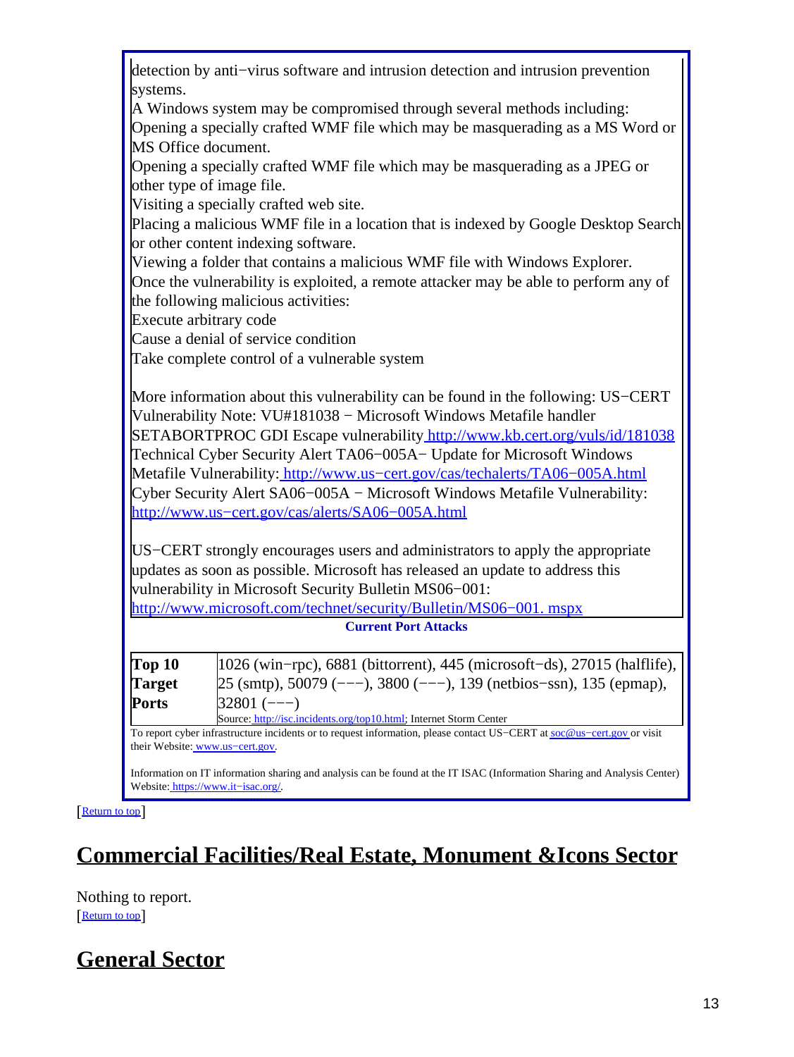detection by anti−virus software and intrusion detection and intrusion prevention systems.

A Windows system may be compromised through several methods including:

Opening a specially crafted WMF file which may be masquerading as a MS Word or MS Office document.

Opening a specially crafted WMF file which may be masquerading as a JPEG or other type of image file.

Visiting a specially crafted web site.

Placing a malicious WMF file in a location that is indexed by Google Desktop Search or other content indexing software.

Viewing a folder that contains a malicious WMF file with Windows Explorer.

Once the vulnerability is exploited, a remote attacker may be able to perform any of the following malicious activities:

Execute arbitrary code

Cause a denial of service condition

Take complete control of a vulnerable system

More information about this vulnerability can be found in the following: US−CERT Vulnerability Note: VU#181038 − Microsoft Windows Metafile handler SETABORTPROC GDI Escape vulnerability http://www.kb.cert.org/vuls/id/181038 Technical Cyber Security Alert TA06−005A− Update for Microsoft Windows Metafile Vulnerability: http://www.us−cert.gov/cas/techalerts/TA06−005A.html Cyber Security Alert SA06−005A − Microsoft Windows Metafile Vulnerability: http://www.us−cert.gov/cas/alerts/SA06−005A.html

US−CERT strongly encourages users and administrators to apply the appropriate updates as soon as possible. Microsoft has released an update to address this vulnerability in Microsoft Security Bulletin MS06−001: http://www.microsoft.com/technet/security/Bulletin/MS06−001. mspx

**Current Port Attacks**

| **Top 10 Target Ports** | 1026 (win−rpc), 6881 (bittorrent), 445 (microsoft−ds), 27015 (halflife), 25 (smtp), 50079 (−−−), 3800 (−−−), 139 (netbios−ssn), 135 (epmap), 32801 (−−−) |
|---|---|
| | Source: http://isc.incidents.org/top10.html; Internet Storm Center |

To report cyber infrastructure incidents or to request information, please contact US−CERT at soc@us−cert.gov or visit their Website: www.us−cert.gov.

Information on IT information sharing and analysis can be found at the IT ISAC (Information Sharing and Analysis Center) Website: https://www.it−isac.org/.

[Return to top]

## Commercial Facilities/Real Estate, Monument &Icons Sector

Nothing to report.

[Return to top]

## General Sector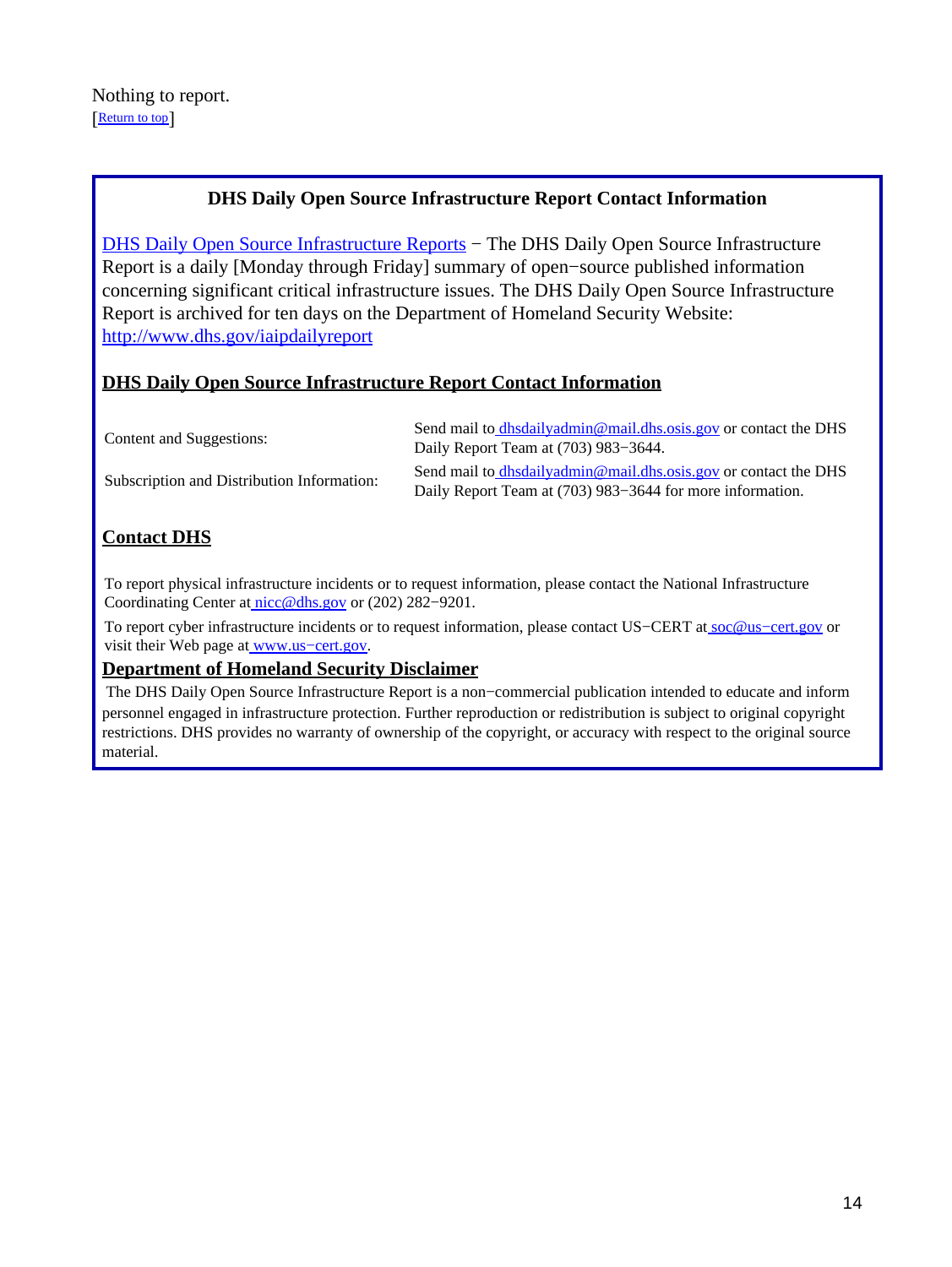Nothing to report.

[Return to top]

## DHS Daily Open Source Infrastructure Report Contact Information

DHS Daily Open Source Infrastructure Reports − The DHS Daily Open Source Infrastructure Report is a daily [Monday through Friday] summary of open−source published information concerning significant critical infrastructure issues. The DHS Daily Open Source Infrastructure Report is archived for ten days on the Department of Homeland Security Website: http://www.dhs.gov/iaipdailyreport

### DHS Daily Open Source Infrastructure Report Contact Information

| | |
|---|---|
| Content and Suggestions: | Send mail to dhsdailyadmin@mail.dhs.osis.gov or contact the DHS Daily Report Team at (703) 983−3644. |
| Subscription and Distribution Information: | Send mail to dhsdailyadmin@mail.dhs.osis.gov or contact the DHS Daily Report Team at (703) 983−3644 for more information. |

### Contact DHS

To report physical infrastructure incidents or to request information, please contact the National Infrastructure Coordinating Center at nicc@dhs.gov or (202) 282−9201.

To report cyber infrastructure incidents or to request information, please contact US−CERT at soc@us−cert.gov or visit their Web page at www.us−cert.gov.

### Department of Homeland Security Disclaimer

The DHS Daily Open Source Infrastructure Report is a non−commercial publication intended to educate and inform personnel engaged in infrastructure protection. Further reproduction or redistribution is subject to original copyright restrictions. DHS provides no warranty of ownership of the copyright, or accuracy with respect to the original source material.